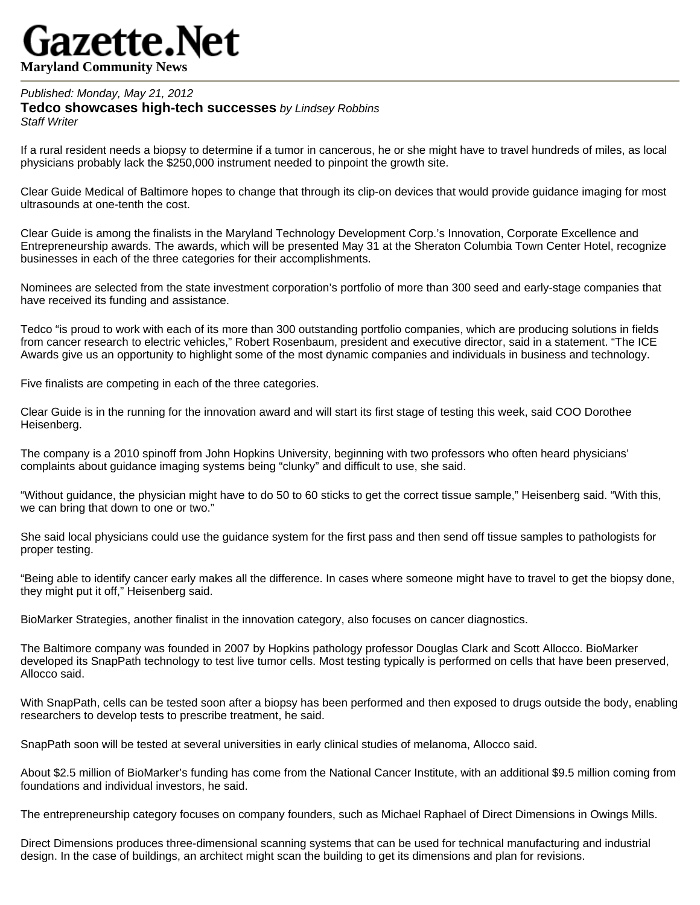# Gazette.Net

**Maryland Community News**

*Published: Monday, May 21, 2012*

**Tedco showcases high-tech successes** *by Lindsey Robbins*
*Staff Writer*

If a rural resident needs a biopsy to determine if a tumor in cancerous, he or she might have to travel hundreds of miles, as local physicians probably lack the $250,000 instrument needed to pinpoint the growth site.

Clear Guide Medical of Baltimore hopes to change that through its clip-on devices that would provide guidance imaging for most ultrasounds at one-tenth the cost.

Clear Guide is among the finalists in the Maryland Technology Development Corp.'s Innovation, Corporate Excellence and Entrepreneurship awards. The awards, which will be presented May 31 at the Sheraton Columbia Town Center Hotel, recognize businesses in each of the three categories for their accomplishments.

Nominees are selected from the state investment corporation's portfolio of more than 300 seed and early-stage companies that have received its funding and assistance.

Tedco "is proud to work with each of its more than 300 outstanding portfolio companies, which are producing solutions in fields from cancer research to electric vehicles," Robert Rosenbaum, president and executive director, said in a statement. "The ICE Awards give us an opportunity to highlight some of the most dynamic companies and individuals in business and technology.

Five finalists are competing in each of the three categories.

Clear Guide is in the running for the innovation award and will start its first stage of testing this week, said COO Dorothee Heisenberg.

The company is a 2010 spinoff from John Hopkins University, beginning with two professors who often heard physicians' complaints about guidance imaging systems being "clunky" and difficult to use, she said.

"Without guidance, the physician might have to do 50 to 60 sticks to get the correct tissue sample," Heisenberg said. "With this, we can bring that down to one or two."

She said local physicians could use the guidance system for the first pass and then send off tissue samples to pathologists for proper testing.

"Being able to identify cancer early makes all the difference. In cases where someone might have to travel to get the biopsy done, they might put it off," Heisenberg said.

BioMarker Strategies, another finalist in the innovation category, also focuses on cancer diagnostics.

The Baltimore company was founded in 2007 by Hopkins pathology professor Douglas Clark and Scott Allocco. BioMarker developed its SnapPath technology to test live tumor cells. Most testing typically is performed on cells that have been preserved, Allocco said.

With SnapPath, cells can be tested soon after a biopsy has been performed and then exposed to drugs outside the body, enabling researchers to develop tests to prescribe treatment, he said.

SnapPath soon will be tested at several universities in early clinical studies of melanoma, Allocco said.

About $2.5 million of BioMarker's funding has come from the National Cancer Institute, with an additional $9.5 million coming from foundations and individual investors, he said.

The entrepreneurship category focuses on company founders, such as Michael Raphael of Direct Dimensions in Owings Mills.

Direct Dimensions produces three-dimensional scanning systems that can be used for technical manufacturing and industrial design. In the case of buildings, an architect might scan the building to get its dimensions and plan for revisions.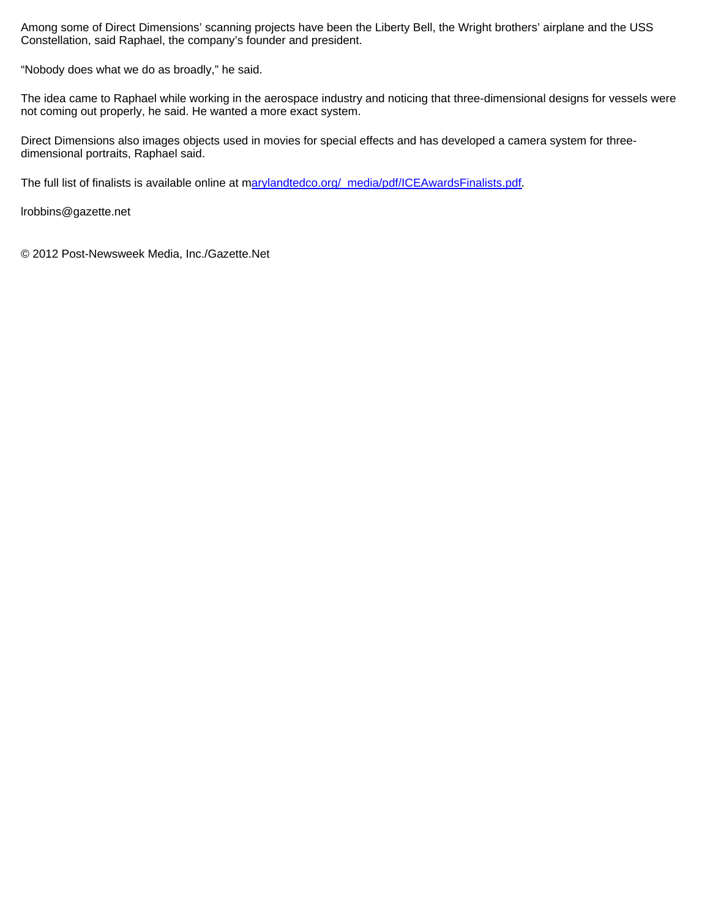Among some of Direct Dimensions' scanning projects have been the Liberty Bell, the Wright brothers' airplane and the USS Constellation, said Raphael, the company's founder and president.

"Nobody does what we do as broadly," he said.

The idea came to Raphael while working in the aerospace industry and noticing that three-dimensional designs for vessels were not coming out properly, he said. He wanted a more exact system.

Direct Dimensions also images objects used in movies for special effects and has developed a camera system for three-dimensional portraits, Raphael said.

The full list of finalists is available online at marylandtedco.org/_media/pdf/ICEAwardsFinalists.pdf.

lrobbins@gazette.net

© 2012 Post-Newsweek Media, Inc./Gazette.Net